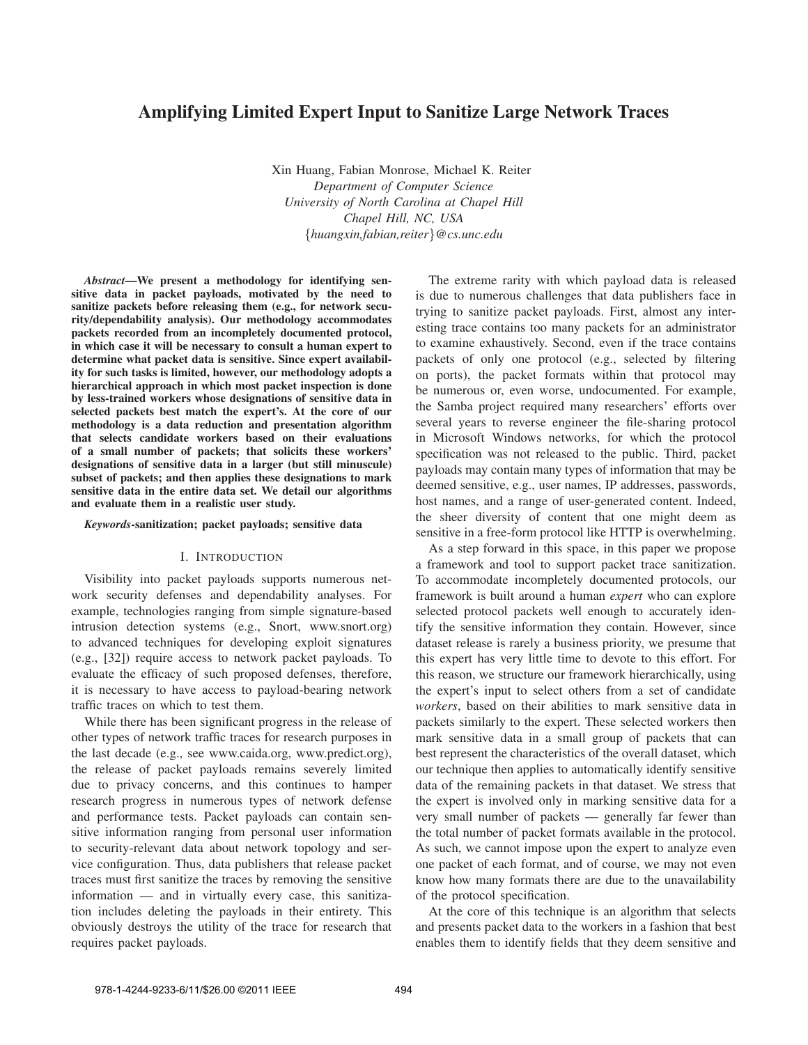# Amplifying Limited Expert Input to Sanitize Large Network Traces

Xin Huang, Fabian Monrose, Michael K. Reiter
*Department of Computer Science*
*University of North Carolina at Chapel Hill*
*Chapel Hill, NC, USA*
{*huangxin,fabian,reiter*}*@cs.unc.edu*

***Abstract*—We present a methodology for identifying sensitive data in packet payloads, motivated by the need to sanitize packets before releasing them (e.g., for network security/dependability analysis). Our methodology accommodates packets recorded from an incompletely documented protocol, in which case it will be necessary to consult a human expert to determine what packet data is sensitive. Since expert availability for such tasks is limited, however, our methodology adopts a hierarchical approach in which most packet inspection is done by less-trained workers whose designations of sensitive data in selected packets best match the expert's. At the core of our methodology is a data reduction and presentation algorithm that selects candidate workers based on their evaluations of a small number of packets; that solicits these workers' designations of sensitive data in a larger (but still minuscule) subset of packets; and then applies these designations to mark sensitive data in the entire data set. We detail our algorithms and evaluate them in a realistic user study.**

***Keywords*-sanitization; packet payloads; sensitive data**

## I. Introduction

Visibility into packet payloads supports numerous network security defenses and dependability analyses. For example, technologies ranging from simple signature-based intrusion detection systems (e.g., Snort, www.snort.org) to advanced techniques for developing exploit signatures (e.g., [32]) require access to network packet payloads. To evaluate the efficacy of such proposed defenses, therefore, it is necessary to have access to payload-bearing network traffic traces on which to test them.

While there has been significant progress in the release of other types of network traffic traces for research purposes in the last decade (e.g., see www.caida.org, www.predict.org), the release of packet payloads remains severely limited due to privacy concerns, and this continues to hamper research progress in numerous types of network defense and performance tests. Packet payloads can contain sensitive information ranging from personal user information to security-relevant data about network topology and service configuration. Thus, data publishers that release packet traces must first sanitize the traces by removing the sensitive information — and in virtually every case, this sanitization includes deleting the payloads in their entirety. This obviously destroys the utility of the trace for research that requires packet payloads.

The extreme rarity with which payload data is released is due to numerous challenges that data publishers face in trying to sanitize packet payloads. First, almost any interesting trace contains too many packets for an administrator to examine exhaustively. Second, even if the trace contains packets of only one protocol (e.g., selected by filtering on ports), the packet formats within that protocol may be numerous or, even worse, undocumented. For example, the Samba project required many researchers' efforts over several years to reverse engineer the file-sharing protocol in Microsoft Windows networks, for which the protocol specification was not released to the public. Third, packet payloads may contain many types of information that may be deemed sensitive, e.g., user names, IP addresses, passwords, host names, and a range of user-generated content. Indeed, the sheer diversity of content that one might deem as sensitive in a free-form protocol like HTTP is overwhelming.

As a step forward in this space, in this paper we propose a framework and tool to support packet trace sanitization. To accommodate incompletely documented protocols, our framework is built around a human *expert* who can explore selected protocol packets well enough to accurately identify the sensitive information they contain. However, since dataset release is rarely a business priority, we presume that this expert has very little time to devote to this effort. For this reason, we structure our framework hierarchically, using the expert's input to select others from a set of candidate *workers*, based on their abilities to mark sensitive data in packets similarly to the expert. These selected workers then mark sensitive data in a small group of packets that can best represent the characteristics of the overall dataset, which our technique then applies to automatically identify sensitive data of the remaining packets in that dataset. We stress that the expert is involved only in marking sensitive data for a very small number of packets — generally far fewer than the total number of packet formats available in the protocol. As such, we cannot impose upon the expert to analyze even one packet of each format, and of course, we may not even know how many formats there are due to the unavailability of the protocol specification.

At the core of this technique is an algorithm that selects and presents packet data to the workers in a fashion that best enables them to identify fields that they deem sensitive and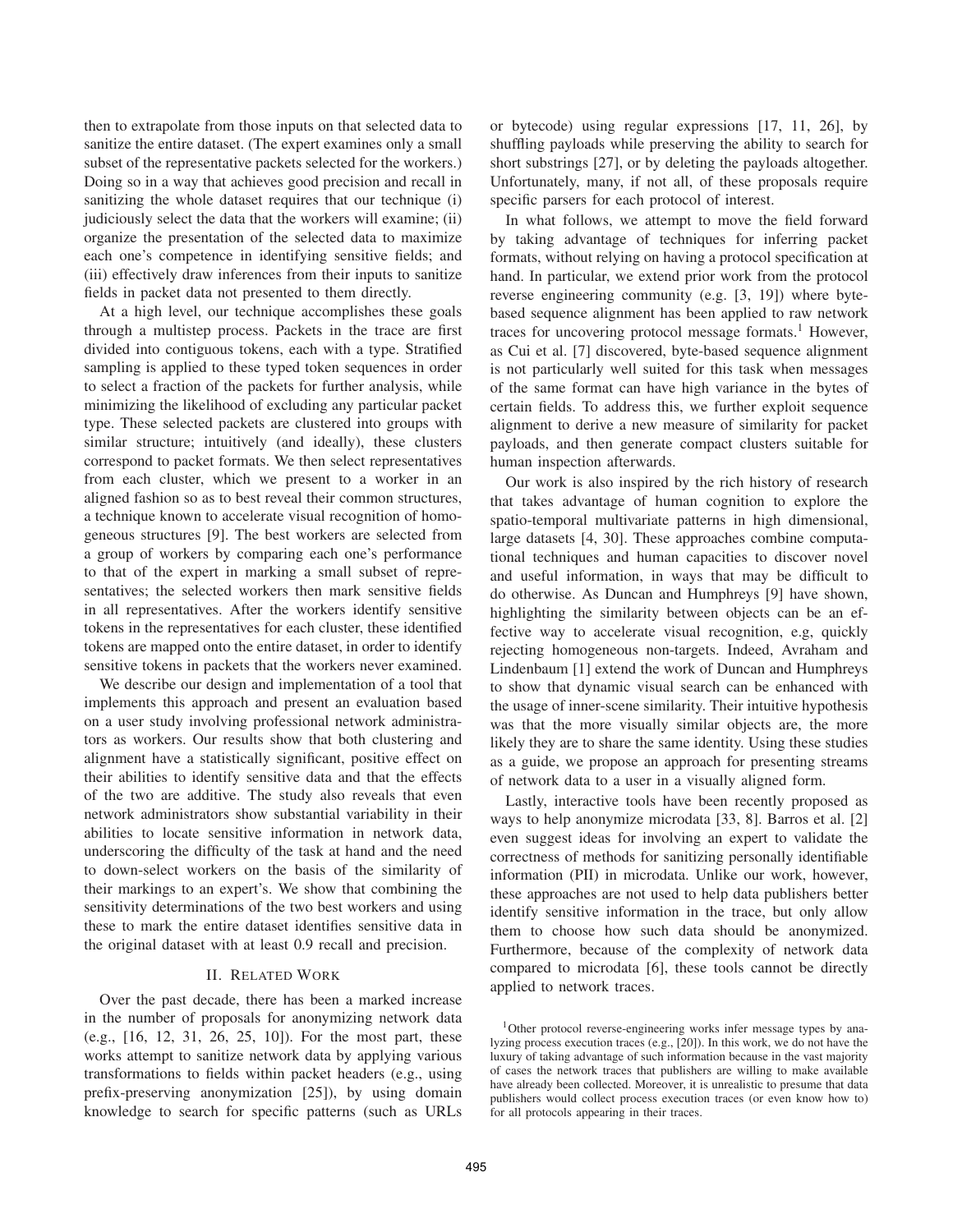then to extrapolate from those inputs on that selected data to sanitize the entire dataset. (The expert examines only a small subset of the representative packets selected for the workers.) Doing so in a way that achieves good precision and recall in sanitizing the whole dataset requires that our technique (i) judiciously select the data that the workers will examine; (ii) organize the presentation of the selected data to maximize each one's competence in identifying sensitive fields; and (iii) effectively draw inferences from their inputs to sanitize fields in packet data not presented to them directly.

At a high level, our technique accomplishes these goals through a multistep process. Packets in the trace are first divided into contiguous tokens, each with a type. Stratified sampling is applied to these typed token sequences in order to select a fraction of the packets for further analysis, while minimizing the likelihood of excluding any particular packet type. These selected packets are clustered into groups with similar structure; intuitively (and ideally), these clusters correspond to packet formats. We then select representatives from each cluster, which we present to a worker in an aligned fashion so as to best reveal their common structures, a technique known to accelerate visual recognition of homogeneous structures [9]. The best workers are selected from a group of workers by comparing each one's performance to that of the expert in marking a small subset of representatives; the selected workers then mark sensitive fields in all representatives. After the workers identify sensitive tokens in the representatives for each cluster, these identified tokens are mapped onto the entire dataset, in order to identify sensitive tokens in packets that the workers never examined.

We describe our design and implementation of a tool that implements this approach and present an evaluation based on a user study involving professional network administrators as workers. Our results show that both clustering and alignment have a statistically significant, positive effect on their abilities to identify sensitive data and that the effects of the two are additive. The study also reveals that even network administrators show substantial variability in their abilities to locate sensitive information in network data, underscoring the difficulty of the task at hand and the need to down-select workers on the basis of the similarity of their markings to an expert's. We show that combining the sensitivity determinations of the two best workers and using these to mark the entire dataset identifies sensitive data in the original dataset with at least 0.9 recall and precision.

## II. Related Work

Over the past decade, there has been a marked increase in the number of proposals for anonymizing network data (e.g., [16, 12, 31, 26, 25, 10]). For the most part, these works attempt to sanitize network data by applying various transformations to fields within packet headers (e.g., using prefix-preserving anonymization [25]), by using domain knowledge to search for specific patterns (such as URLs or bytecode) using regular expressions [17, 11, 26], by shuffling payloads while preserving the ability to search for short substrings [27], or by deleting the payloads altogether. Unfortunately, many, if not all, of these proposals require specific parsers for each protocol of interest.

In what follows, we attempt to move the field forward by taking advantage of techniques for inferring packet formats, without relying on having a protocol specification at hand. In particular, we extend prior work from the protocol reverse engineering community (e.g. [3, 19]) where byte-based sequence alignment has been applied to raw network traces for uncovering protocol message formats.[1] However, as Cui et al. [7] discovered, byte-based sequence alignment is not particularly well suited for this task when messages of the same format can have high variance in the bytes of certain fields. To address this, we further exploit sequence alignment to derive a new measure of similarity for packet payloads, and then generate compact clusters suitable for human inspection afterwards.

Our work is also inspired by the rich history of research that takes advantage of human cognition to explore the spatio-temporal multivariate patterns in high dimensional, large datasets [4, 30]. These approaches combine computational techniques and human capacities to discover novel and useful information, in ways that may be difficult to do otherwise. As Duncan and Humphreys [9] have shown, highlighting the similarity between objects can be an effective way to accelerate visual recognition, e.g, quickly rejecting homogeneous non-targets. Indeed, Avraham and Lindenbaum [1] extend the work of Duncan and Humphreys to show that dynamic visual search can be enhanced with the usage of inner-scene similarity. Their intuitive hypothesis was that the more visually similar objects are, the more likely they are to share the same identity. Using these studies as a guide, we propose an approach for presenting streams of network data to a user in a visually aligned form.

Lastly, interactive tools have been recently proposed as ways to help anonymize microdata [33, 8]. Barros et al. [2] even suggest ideas for involving an expert to validate the correctness of methods for sanitizing personally identifiable information (PII) in microdata. Unlike our work, however, these approaches are not used to help data publishers better identify sensitive information in the trace, but only allow them to choose how such data should be anonymized. Furthermore, because of the complexity of network data compared to microdata [6], these tools cannot be directly applied to network traces.

[1] Other protocol reverse-engineering works infer message types by analyzing process execution traces (e.g., [20]). In this work, we do not have the luxury of taking advantage of such information because in the vast majority of cases the network traces that publishers are willing to make available have already been collected. Moreover, it is unrealistic to presume that data publishers would collect process execution traces (or even know how to) for all protocols appearing in their traces.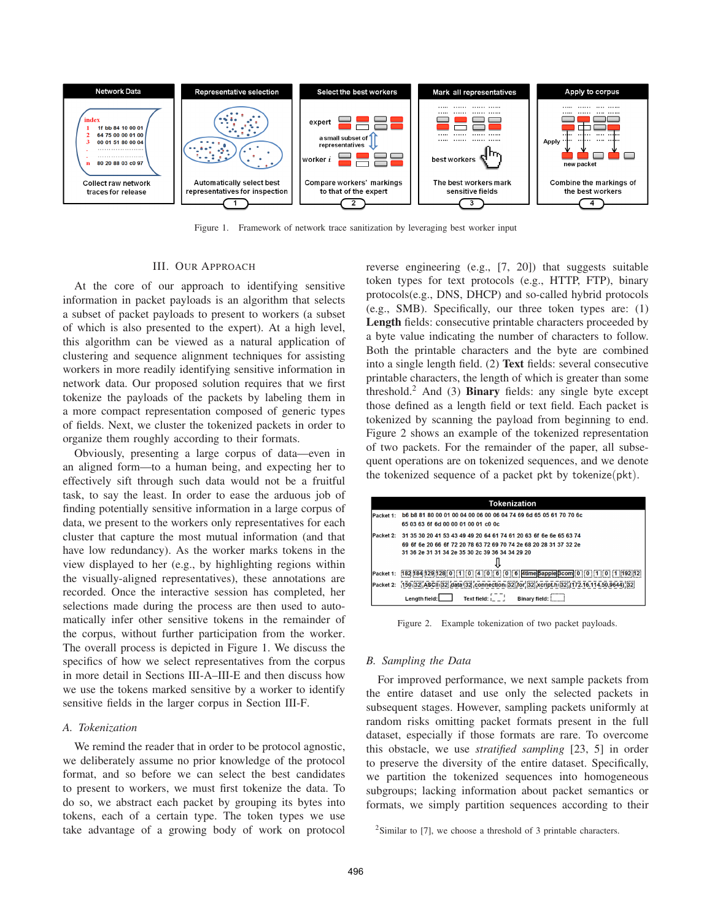Network Data

index
1 1f bb 84 10 00 01
2 64 75 00 00 01 00
3 00 01 51 80 00 04
n 80 20 88 03 c0 97

Collect raw network traces for release

Representative selection

Automatically select best representatives for inspection

1

Select the best workers

expert

a small subset of representatives

worker $i$

Compare workers' markings to that of the expert

2

Mark all representatives

best workers

The best workers mark sensitive fields

3

Apply to corpus

Apply

new packet

Combine the markings of the best workers

4

Figure 1. Framework of network trace sanitization by leveraging best worker input

## III. Our Approach

At the core of our approach to identifying sensitive information in packet payloads is an algorithm that selects a subset of packet payloads to present to workers (a subset of which is also presented to the expert). At a high level, this algorithm can be viewed as a natural application of clustering and sequence alignment techniques for assisting workers in more readily identifying sensitive information in network data. Our proposed solution requires that we first tokenize the payloads of the packets by labeling them in a more compact representation composed of generic types of fields. Next, we cluster the tokenized packets in order to organize them roughly according to their formats.

Obviously, presenting a large corpus of data—even in an aligned form—to a human being, and expecting her to effectively sift through such data would not be a fruitful task, to say the least. In order to ease the arduous job of finding potentially sensitive information in a large corpus of data, we present to the workers only representatives for each cluster that capture the most mutual information (and that have low redundancy). As the worker marks tokens in the view displayed to her (e.g., by highlighting regions within the visually-aligned representatives), these annotations are recorded. Once the interactive session has completed, her selections made during the process are then used to automatically infer other sensitive tokens in the remainder of the corpus, without further participation from the worker. The overall process is depicted in Figure 1. We discuss the specifics of how we select representatives from the corpus in more detail in Sections III-A–III-E and then discuss how we use the tokens marked sensitive by a worker to identify sensitive fields in the larger corpus in Section III-F.

### A. Tokenization

We remind the reader that in order to be protocol agnostic, we deliberately assume no prior knowledge of the protocol format, and so before we can select the best candidates to present to workers, we must first tokenize the data. To do so, we abstract each packet by grouping its bytes into tokens, each of a certain type. The token types we use take advantage of a growing body of work on protocol reverse engineering (e.g., [7, 20]) that suggests suitable token types for text protocols (e.g., HTTP, FTP), binary protocols(e.g., DNS, DHCP) and so-called hybrid protocols (e.g., SMB). Specifically, our three token types are: (1) **Length** fields: consecutive printable characters proceeded by a byte value indicating the number of characters to follow. Both the printable characters and the byte are combined into a single length field. (2) **Text** fields: several consecutive printable characters, the length of which is greater than some threshold.[2] And (3) **Binary** fields: any single byte except those defined as a length field or text field. Each packet is tokenized by scanning the payload from beginning to end. Figure 2 shows an example of the tokenized representation of two packets. For the remainder of the paper, all subsequent operations are on tokenized sequences, and we denote the tokenized sequence of a packet pkt by tokenize(pkt).

Tokenization

Packet 1: b6 b8 81 80 00 01 00 04 00 06 00 06 04 74 69 6d 65 05 61 70 70 6c 65 03 63 6f 6d 00 00 01 00 01 c0 0c

Packet 2: 31 35 30 20 41 53 43 49 49 20 64 61 74 61 20 63 6f 6e 6e 65 63 74 69 6f 6e 20 66 6f 72 20 78 63 72 69 70 74 2e 68 20 28 31 37 32 2e 31 36 2e 31 31 34 2e 35 30 2c 39 36 34 34 29 20

⇩

Packet 1: 182 184 129 128 0 1 0 4 0 6 0 6 4time 5apple 3com 0 0 1 0 1 192 12

Packet 2: 150 32 ASCII 32 data 32 connection 32 for 32 xcript.h 32 (172.16.114.50,9644) 32

Length field: Text field: Binary field:

Figure 2. Example tokenization of two packet payloads.

### B. Sampling the Data

For improved performance, we next sample packets from the entire dataset and use only the selected packets in subsequent stages. However, sampling packets uniformly at random risks omitting packet formats present in the full dataset, especially if those formats are rare. To overcome this obstacle, we use *stratified sampling* [23, 5] in order to preserve the diversity of the entire dataset. Specifically, we partition the tokenized sequences into homogeneous subgroups; lacking information about packet semantics or formats, we simply partition sequences according to their

[2] Similar to [7], we choose a threshold of 3 printable characters.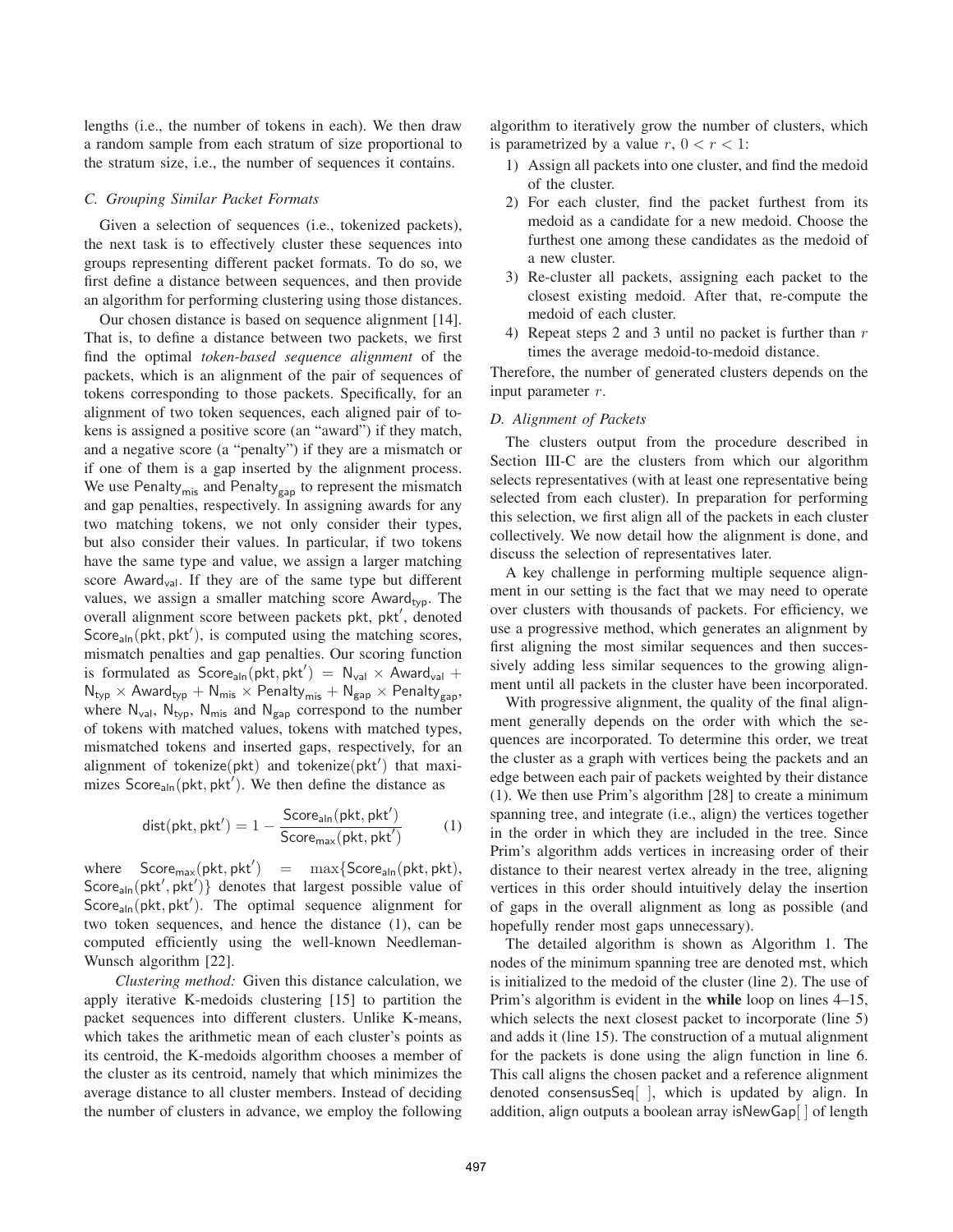lengths (i.e., the number of tokens in each). We then draw a random sample from each stratum of size proportional to the stratum size, i.e., the number of sequences it contains.

### C. Grouping Similar Packet Formats

Given a selection of sequences (i.e., tokenized packets), the next task is to effectively cluster these sequences into groups representing different packet formats. To do so, we first define a distance between sequences, and then provide an algorithm for performing clustering using those distances.

Our chosen distance is based on sequence alignment [14]. That is, to define a distance between two packets, we first find the optimal *token-based sequence alignment* of the packets, which is an alignment of the pair of sequences of tokens corresponding to those packets. Specifically, for an alignment of two token sequences, each aligned pair of tokens is assigned a positive score (an "award") if they match, and a negative score (a "penalty") if they are a mismatch or if one of them is a gap inserted by the alignment process. We use $\mathsf{Penalty}_{\mathsf{mis}}$ and $\mathsf{Penalty}_{\mathsf{gap}}$ to represent the mismatch and gap penalties, respectively. In assigning awards for any two matching tokens, we not only consider their types, but also consider their values. In particular, if two tokens have the same type and value, we assign a larger matching score $\mathsf{Award}_{\mathsf{val}}$. If they are of the same type but different values, we assign a smaller matching score $\mathsf{Award}_{\mathsf{typ}}$. The overall alignment score between packets $\mathsf{pkt}$, $\mathsf{pkt}'$, denoted $\mathsf{Score}_{\mathsf{aln}}(\mathsf{pkt}, \mathsf{pkt}')$, is computed using the matching scores, mismatch penalties and gap penalties. Our scoring function is formulated as $\mathsf{Score}_{\mathsf{aln}}(\mathsf{pkt}, \mathsf{pkt}') = \mathsf{N}_{\mathsf{val}} \times \mathsf{Award}_{\mathsf{val}} + \mathsf{N}_{\mathsf{typ}} \times \mathsf{Award}_{\mathsf{typ}} + \mathsf{N}_{\mathsf{mis}} \times \mathsf{Penalty}_{\mathsf{mis}} + \mathsf{N}_{\mathsf{gap}} \times \mathsf{Penalty}_{\mathsf{gap}}$, where $\mathsf{N}_{\mathsf{val}}$, $\mathsf{N}_{\mathsf{typ}}$, $\mathsf{N}_{\mathsf{mis}}$ and $\mathsf{N}_{\mathsf{gap}}$ correspond to the number of tokens with matched values, tokens with matched types, mismatched tokens and inserted gaps, respectively, for an alignment of $\mathsf{tokenize}(\mathsf{pkt})$ and $\mathsf{tokenize}(\mathsf{pkt}')$ that maximizes $\mathsf{Score}_{\mathsf{aln}}(\mathsf{pkt}, \mathsf{pkt}')$. We then define the distance as

$$\mathsf{dist}(\mathsf{pkt}, \mathsf{pkt}') = 1 - \frac{\mathsf{Score}_{\mathsf{aln}}(\mathsf{pkt}, \mathsf{pkt}')}{\mathsf{Score}_{\mathsf{max}}(\mathsf{pkt}, \mathsf{pkt}')} \quad (1)$$

where $\mathsf{Score}_{\mathsf{max}}(\mathsf{pkt}, \mathsf{pkt}') = \max\{\mathsf{Score}_{\mathsf{aln}}(\mathsf{pkt}, \mathsf{pkt}), \mathsf{Score}_{\mathsf{aln}}(\mathsf{pkt}', \mathsf{pkt}')\}$ denotes that largest possible value of $\mathsf{Score}_{\mathsf{aln}}(\mathsf{pkt}, \mathsf{pkt}')$. The optimal sequence alignment for two token sequences, and hence the distance (1), can be computed efficiently using the well-known Needleman-Wunsch algorithm [22].

*Clustering method:* Given this distance calculation, we apply iterative K-medoids clustering [15] to partition the packet sequences into different clusters. Unlike K-means, which takes the arithmetic mean of each cluster's points as its centroid, the K-medoids algorithm chooses a member of the cluster as its centroid, namely that which minimizes the average distance to all cluster members. Instead of deciding the number of clusters in advance, we employ the following algorithm to iteratively grow the number of clusters, which is parametrized by a value $r$, $0 < r < 1$:

1) Assign all packets into one cluster, and find the medoid of the cluster.
2) For each cluster, find the packet furthest from its medoid as a candidate for a new medoid. Choose the furthest one among these candidates as the medoid of a new cluster.
3) Re-cluster all packets, assigning each packet to the closest existing medoid. After that, re-compute the medoid of each cluster.
4) Repeat steps 2 and 3 until no packet is further than $r$ times the average medoid-to-medoid distance.

Therefore, the number of generated clusters depends on the input parameter $r$.

### D. Alignment of Packets

The clusters output from the procedure described in Section III-C are the clusters from which our algorithm selects representatives (with at least one representative being selected from each cluster). In preparation for performing this selection, we first align all of the packets in each cluster collectively. We now detail how the alignment is done, and discuss the selection of representatives later.

A key challenge in performing multiple sequence alignment in our setting is the fact that we may need to operate over clusters with thousands of packets. For efficiency, we use a progressive method, which generates an alignment by first aligning the most similar sequences and then successively adding less similar sequences to the growing alignment until all packets in the cluster have been incorporated.

With progressive alignment, the quality of the final alignment generally depends on the order with which the sequences are incorporated. To determine this order, we treat the cluster as a graph with vertices being the packets and an edge between each pair of packets weighted by their distance (1). We then use Prim's algorithm [28] to create a minimum spanning tree, and integrate (i.e., align) the vertices together in the order in which they are included in the tree. Since Prim's algorithm adds vertices in increasing order of their distance to their nearest vertex already in the tree, aligning vertices in this order should intuitively delay the insertion of gaps in the overall alignment as long as possible (and hopefully render most gaps unnecessary).

The detailed algorithm is shown as Algorithm 1. The nodes of the minimum spanning tree are denoted $\mathsf{mst}$, which is initialized to the medoid of the cluster (line 2). The use of Prim's algorithm is evident in the **while** loop on lines 4–15, which selects the next closest packet to incorporate (line 5) and adds it (line 15). The construction of a mutual alignment for the packets is done using the align function in line 6. This call aligns the chosen packet and a reference alignment denoted consensusSeq[ ], which is updated by align. In addition, align outputs a boolean array isNewGap[ ] of length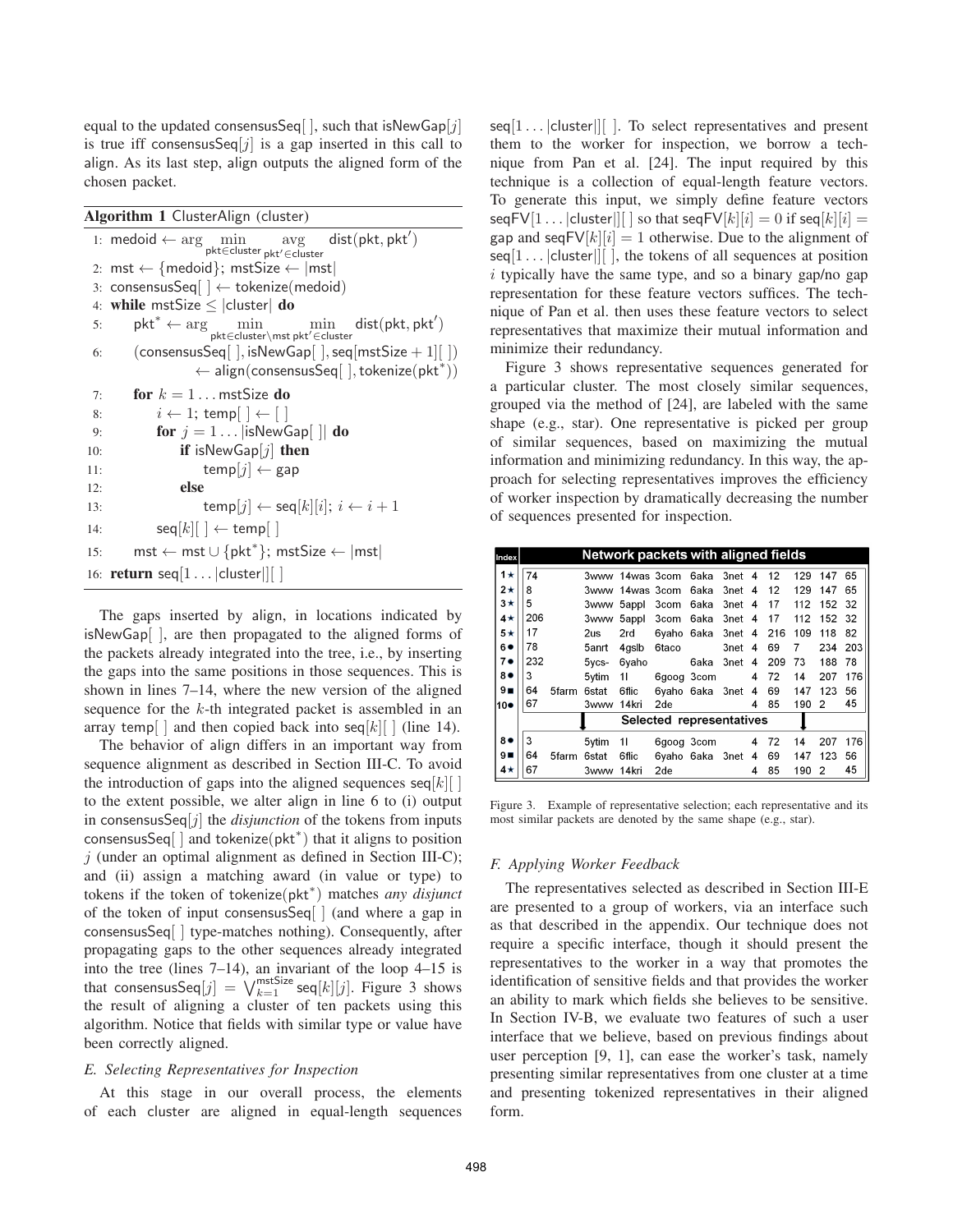equal to the updated consensusSeq[ ], such that isNewGap[$j$] is true iff consensusSeq[$j$] is a gap inserted in this call to align. As its last step, align outputs the aligned form of the chosen packet.

**Algorithm 1** ClusterAlign (cluster)

```
1: medoid ← arg min_{pkt∈cluster} avg_{pkt'∈cluster} dist(pkt, pkt')
2: mst ← {medoid}; mstSize ← |mst|
3: consensusSeq[ ] ← tokenize(medoid)
4: while mstSize ≤ |cluster| do
5:     pkt* ← arg min_{pkt∈cluster\mst} min_{pkt'∈cluster} dist(pkt, pkt')
6:     (consensusSeq[ ], isNewGap[ ], seq[mstSize + 1][ ])
           ← align(consensusSeq[ ], tokenize(pkt*))
7:     for k = 1 ... mstSize do
8:         i ← 1; temp[ ] ← [ ]
9:         for j = 1 ... |isNewGap[ ]| do
10:            if isNewGap[j] then
11:                temp[j] ← gap
12:            else
13:                temp[j] ← seq[k][i]; i ← i + 1
14:        seq[k][ ] ← temp[ ]
15:    mst ← mst ∪ {pkt*}; mstSize ← |mst|
16: return seq[1 ... |cluster|][ ]
```

The gaps inserted by align, in locations indicated by isNewGap[ ], are then propagated to the aligned forms of the packets already integrated into the tree, i.e., by inserting the gaps into the same positions in those sequences. This is shown in lines 7–14, where the new version of the aligned sequence for the $k$-th integrated packet is assembled in an array temp[ ] and then copied back into seq[$k$][ ] (line 14).

The behavior of align differs in an important way from sequence alignment as described in Section III-C. To avoid the introduction of gaps into the aligned sequences seq[$k$][ ] to the extent possible, we alter align in line 6 to (i) output in consensusSeq[$j$] the *disjunction* of the tokens from inputs consensusSeq[ ] and tokenize(pkt$^*$) that it aligns to position $j$ (under an optimal alignment as defined in Section III-C); and (ii) assign a matching award (in value or type) to tokens if the token of tokenize(pkt$^*$) matches *any disjunct* of the token of input consensusSeq[ ] (and where a gap in consensusSeq[ ] type-matches nothing). Consequently, after propagating gaps to the other sequences already integrated into the tree (lines 7–14), an invariant of the loop 4–15 is that consensusSeq[$j$] $= \bigvee_{k=1}^{\mathsf{mstSize}}$ seq[$k$][$j$]. Figure 3 shows the result of aligning a cluster of ten packets using this algorithm. Notice that fields with similar type or value have been correctly aligned.

### E. Selecting Representatives for Inspection

At this stage in our overall process, the elements of each cluster are aligned in equal-length sequences seq[1 ... |cluster|][ ]. To select representatives and present them to the worker for inspection, we borrow a technique from Pan et al. [24]. The input required by this technique is a collection of equal-length feature vectors. To generate this input, we simply define feature vectors seqFV[1 ... |cluster|][ ] so that seqFV[$k$][$i$] = 0 if seq[$k$][$i$] = gap and seqFV[$k$][$i$] = 1 otherwise. Due to the alignment of seq[1 ... |cluster|][ ], the tokens of all sequences at position $i$ typically have the same type, and so a binary gap/no gap representation for these feature vectors suffices. The technique of Pan et al. then uses these feature vectors to select representatives that maximize their mutual information and minimize their redundancy.

Figure 3 shows representative sequences generated for a particular cluster. The most closely similar sequences, grouped via the method of [24], are labeled with the same shape (e.g., star). One representative is picked per group of similar sequences, based on maximizing the mutual information and minimizing redundancy. In this way, the approach for selecting representatives improves the efficiency of worker inspection by dramatically decreasing the number of sequences presented for inspection.

| Index | Network packets with aligned fields | | | | | | | | | | | | |
|---|---|---|---|---|---|---|---|---|---|---|---|---|---|
| 1★ | 74 | | 3www | 14was | 3com | 6aka | 3net | 4 | 12 | 129 | 147 | 65 |
| 2★ | 8 | | 3www | 14was | 3com | 6aka | 3net | 4 | 12 | 129 | 147 | 65 |
| 3★ | 5 | | 3www | 5appl | 3com | 6aka | 3net | 4 | 17 | 112 | 152 | 32 |
| 4★ | 206 | | 3www | 5appl | 3com | 6aka | 3net | 4 | 17 | 112 | 152 | 32 |
| 5★ | 17 | | 2us | 2rd | 6yaho | 6aka | 3net | 4 | 216 | 109 | 118 | 82 |
| 6● | 78 | | 5anrt | 4gslb | 6taco | | 3net | 4 | 69 | 7 | 234 | 203 |
| 7● | 232 | | 5ycs- | 6yaho | | 6aka | 3net | 4 | 209 | 73 | 188 | 78 |
| 8● | 3 | | 5ytim | 1l | 6goog | 3com | | 4 | 72 | 14 | 207 | 176 |
| 9■ | 64 | 5farm | 6stat | 6flic | 6yaho | 6aka | 3net | 4 | 69 | 147 | 123 | 56 |
| 10● | 67 | | 3www | 14kri | 2de | | | 4 | 85 | 190 | 2 | 45 |
| | **Selected representatives** | | | | | | | | | | | |
| 8● | 3 | | 5ytim | 1l | 6goog | 3com | | 4 | 72 | 14 | 207 | 176 |
| 9■ | 64 | 5farm | 6stat | 6flic | 6yaho | 6aka | 3net | 4 | 69 | 147 | 123 | 56 |
| 4★ | 67 | | 3www | 14kri | 2de | | | 4 | 85 | 190 | 2 | 45 |

Figure 3. Example of representative selection; each representative and its most similar packets are denoted by the same shape (e.g., star).

### F. Applying Worker Feedback

The representatives selected as described in Section III-E are presented to a group of workers, via an interface such as that described in the appendix. Our technique does not require a specific interface, though it should present the representatives to the worker in a way that promotes the identification of sensitive fields and that provides the worker an ability to mark which fields she believes to be sensitive. In Section IV-B, we evaluate two features of such a user interface that we believe, based on previous findings about user perception [9, 1], can ease the worker's task, namely presenting similar representatives from one cluster at a time and presenting tokenized representatives in their aligned form.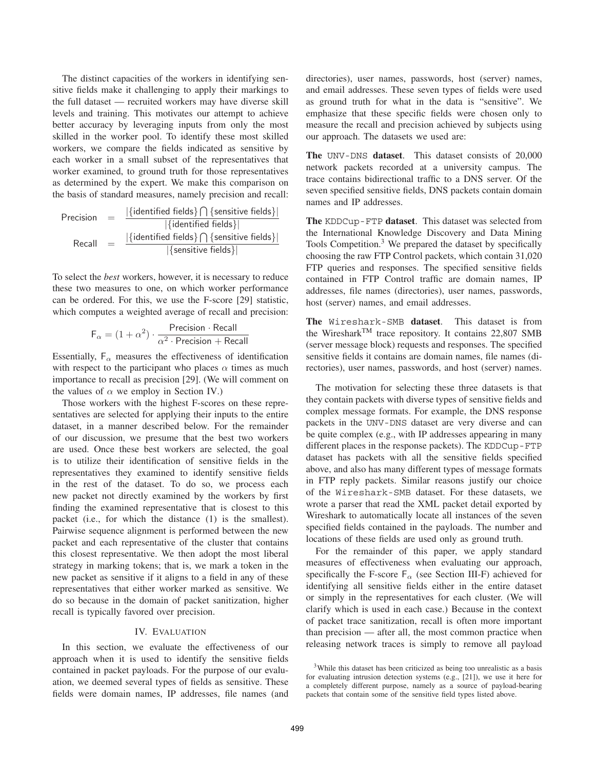The distinct capacities of the workers in identifying sensitive fields make it challenging to apply their markings to the full dataset — recruited workers may have diverse skill levels and training. This motivates our attempt to achieve better accuracy by leveraging inputs from only the most skilled in the worker pool. To identify these most skilled workers, we compare the fields indicated as sensitive by each worker in a small subset of the representatives that worker examined, to ground truth for those representatives as determined by the expert. We make this comparison on the basis of standard measures, namely precision and recall:

$$\mathsf{Precision} = \frac{|\{\text{identified fields}\} \bigcap \{\text{sensitive fields}\}|}{|\{\text{identified fields}\}|}$$

$$\mathsf{Recall} = \frac{|\{\text{identified fields}\} \bigcap \{\text{sensitive fields}\}|}{|\{\text{sensitive fields}\}|}$$

To select the *best* workers, however, it is necessary to reduce these two measures to one, on which worker performance can be ordered. For this, we use the F-score [29] statistic, which computes a weighted average of recall and precision:

$$\mathsf{F}_\alpha = (1 + \alpha^2) \cdot \frac{\mathsf{Precision} \cdot \mathsf{Recall}}{\alpha^2 \cdot \mathsf{Precision} + \mathsf{Recall}}$$

Essentially, $\mathsf{F}_\alpha$ measures the effectiveness of identification with respect to the participant who places $\alpha$ times as much importance to recall as precision [29]. (We will comment on the values of $\alpha$ we employ in Section IV.)

Those workers with the highest F-scores on these representatives are selected for applying their inputs to the entire dataset, in a manner described below. For the remainder of our discussion, we presume that the best two workers are used. Once these best workers are selected, the goal is to utilize their identification of sensitive fields in the representatives they examined to identify sensitive fields in the rest of the dataset. To do so, we process each new packet not directly examined by the workers by first finding the examined representative that is closest to this packet (i.e., for which the distance (1) is the smallest). Pairwise sequence alignment is performed between the new packet and each representative of the cluster that contains this closest representative. We then adopt the most liberal strategy in marking tokens; that is, we mark a token in the new packet as sensitive if it aligns to a field in any of these representatives that either worker marked as sensitive. We do so because in the domain of packet sanitization, higher recall is typically favored over precision.

## IV. Evaluation

In this section, we evaluate the effectiveness of our approach when it is used to identify the sensitive fields contained in packet payloads. For the purpose of our evaluation, we deemed several types of fields as sensitive. These fields were domain names, IP addresses, file names (and directories), user names, passwords, host (server) names, and email addresses. These seven types of fields were used as ground truth for what in the data is "sensitive". We emphasize that these specific fields were chosen only to measure the recall and precision achieved by subjects using our approach. The datasets we used are:

**The `UNV-DNS` dataset**. This dataset consists of 20,000 network packets recorded at a university campus. The trace contains bidirectional traffic to a DNS server. Of the seven specified sensitive fields, DNS packets contain domain names and IP addresses.

**The `KDDCup-FTP` dataset**. This dataset was selected from the International Knowledge Discovery and Data Mining Tools Competition.[3] We prepared the dataset by specifically choosing the raw FTP Control packets, which contain 31,020 FTP queries and responses. The specified sensitive fields contained in FTP Control traffic are domain names, IP addresses, file names (directories), user names, passwords, host (server) names, and email addresses.

**The `Wireshark-SMB` dataset**. This dataset is from the Wireshark™ trace repository. It contains 22,807 SMB (server message block) requests and responses. The specified sensitive fields it contains are domain names, file names (directories), user names, passwords, and host (server) names.

The motivation for selecting these three datasets is that they contain packets with diverse types of sensitive fields and complex message formats. For example, the DNS response packets in the `UNV-DNS` dataset are very diverse and can be quite complex (e.g., with IP addresses appearing in many different places in the response packets). The `KDDCup-FTP` dataset has packets with all the sensitive fields specified above, and also has many different types of message formats in FTP reply packets. Similar reasons justify our choice of the `Wireshark-SMB` dataset. For these datasets, we wrote a parser that read the XML packet detail exported by Wireshark to automatically locate all instances of the seven specified fields contained in the payloads. The number and locations of these fields are used only as ground truth.

For the remainder of this paper, we apply standard measures of effectiveness when evaluating our approach, specifically the F-score $\mathsf{F}_\alpha$ (see Section III-F) achieved for identifying all sensitive fields either in the entire dataset or simply in the representatives for each cluster. (We will clarify which is used in each case.) Because in the context of packet trace sanitization, recall is often more important than precision — after all, the most common practice when releasing network traces is simply to remove all payload

[3] While this dataset has been criticized as being too unrealistic as a basis for evaluating intrusion detection systems (e.g., [21]), we use it here for a completely different purpose, namely as a source of payload-bearing packets that contain some of the sensitive field types listed above.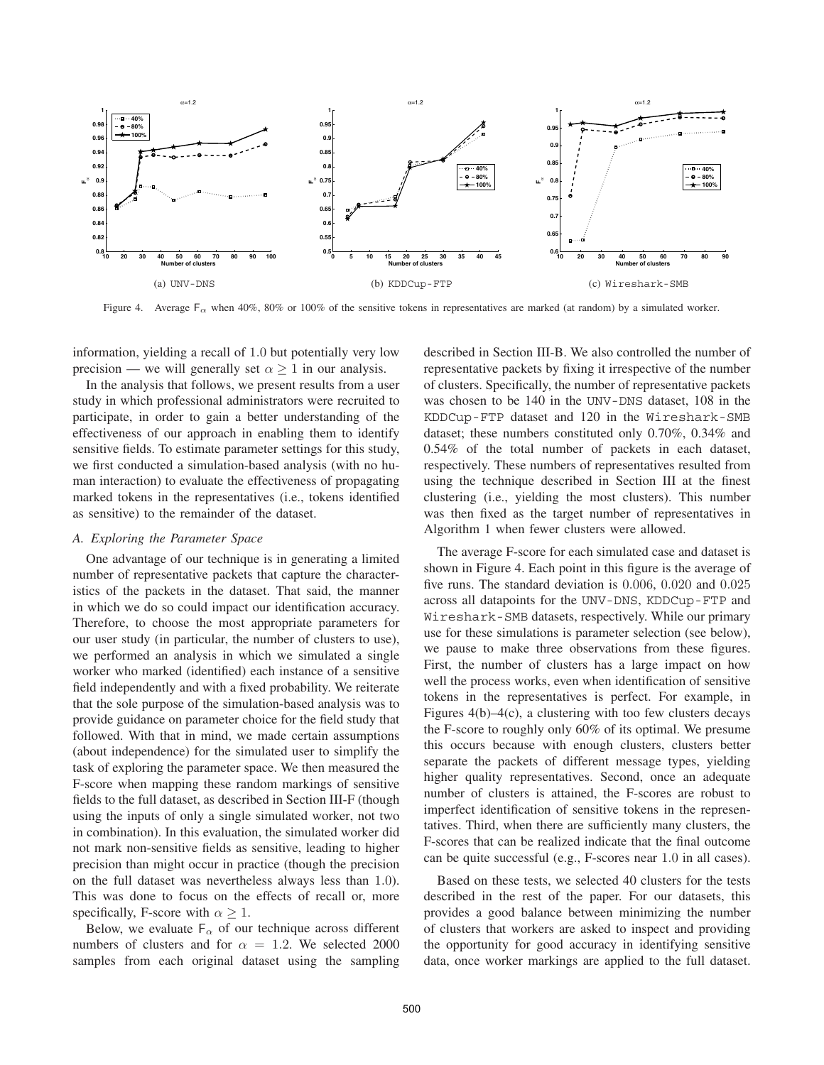(a) UNV-DNS

(b) KDDCup-FTP

(c) Wireshark-SMB

Figure 4. Average $F_\alpha$ when 40%, 80% or 100% of the sensitive tokens in representatives are marked (at random) by a simulated worker.

information, yielding a recall of 1.0 but potentially very low precision — we will generally set $\alpha \geq 1$ in our analysis.

In the analysis that follows, we present results from a user study in which professional administrators were recruited to participate, in order to gain a better understanding of the effectiveness of our approach in enabling them to identify sensitive fields. To estimate parameter settings for this study, we first conducted a simulation-based analysis (with no human interaction) to evaluate the effectiveness of propagating marked tokens in the representatives (i.e., tokens identified as sensitive) to the remainder of the dataset.

### *A. Exploring the Parameter Space*

One advantage of our technique is in generating a limited number of representative packets that capture the characteristics of the packets in the dataset. That said, the manner in which we do so could impact our identification accuracy. Therefore, to choose the most appropriate parameters for our user study (in particular, the number of clusters to use), we performed an analysis in which we simulated a single worker who marked (identified) each instance of a sensitive field independently and with a fixed probability. We reiterate that the sole purpose of the simulation-based analysis was to provide guidance on parameter choice for the field study that followed. With that in mind, we made certain assumptions (about independence) for the simulated user to simplify the task of exploring the parameter space. We then measured the F-score when mapping these random markings of sensitive fields to the full dataset, as described in Section III-F (though using the inputs of only a single simulated worker, not two in combination). In this evaluation, the simulated worker did not mark non-sensitive fields as sensitive, leading to higher precision than might occur in practice (though the precision on the full dataset was nevertheless always less than 1.0). This was done to focus on the effects of recall or, more specifically, F-score with $\alpha \geq 1$.

Below, we evaluate $F_\alpha$ of our technique across different numbers of clusters and for $\alpha = 1.2$. We selected 2000 samples from each original dataset using the sampling described in Section III-B. We also controlled the number of representative packets by fixing it irrespective of the number of clusters. Specifically, the number of representative packets was chosen to be 140 in the UNV-DNS dataset, 108 in the KDDCup-FTP dataset and 120 in the Wireshark-SMB dataset; these numbers constituted only 0.70%, 0.34% and 0.54% of the total number of packets in each dataset, respectively. These numbers of representatives resulted from using the technique described in Section III at the finest clustering (i.e., yielding the most clusters). This number was then fixed as the target number of representatives in Algorithm 1 when fewer clusters were allowed.

The average F-score for each simulated case and dataset is shown in Figure 4. Each point in this figure is the average of five runs. The standard deviation is 0.006, 0.020 and 0.025 across all datapoints for the UNV-DNS, KDDCup-FTP and Wireshark-SMB datasets, respectively. While our primary use for these simulations is parameter selection (see below), we pause to make three observations from these figures. First, the number of clusters has a large impact on how well the process works, even when identification of sensitive tokens in the representatives is perfect. For example, in Figures 4(b)–4(c), a clustering with too few clusters decays the F-score to roughly only 60% of its optimal. We presume this occurs because with enough clusters, clusters better separate the packets of different message types, yielding higher quality representatives. Second, once an adequate number of clusters is attained, the F-scores are robust to imperfect identification of sensitive tokens in the representatives. Third, when there are sufficiently many clusters, the F-scores that can be realized indicate that the final outcome can be quite successful (e.g., F-scores near 1.0 in all cases).

Based on these tests, we selected 40 clusters for the tests described in the rest of the paper. For our datasets, this provides a good balance between minimizing the number of clusters that workers are asked to inspect and providing the opportunity for good accuracy in identifying sensitive data, once worker markings are applied to the full dataset.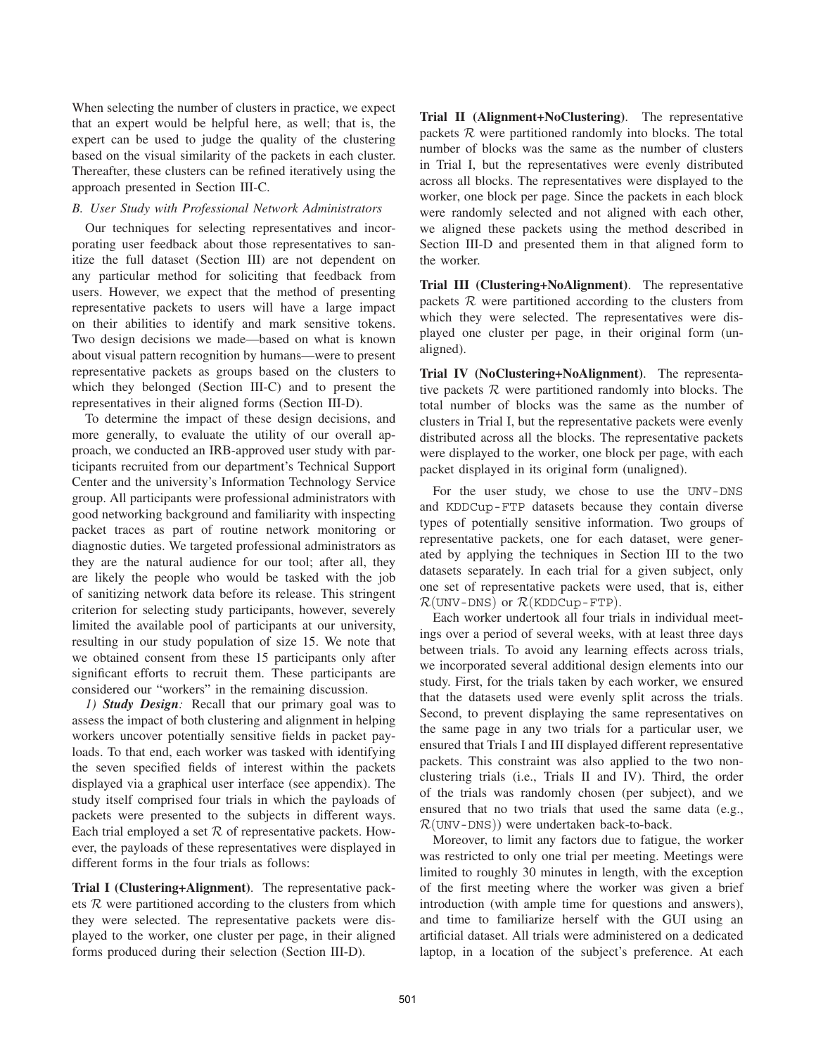When selecting the number of clusters in practice, we expect that an expert would be helpful here, as well; that is, the expert can be used to judge the quality of the clustering based on the visual similarity of the packets in each cluster. Thereafter, these clusters can be refined iteratively using the approach presented in Section III-C.

### *B. User Study with Professional Network Administrators*

Our techniques for selecting representatives and incorporating user feedback about those representatives to sanitize the full dataset (Section III) are not dependent on any particular method for soliciting that feedback from users. However, we expect that the method of presenting representative packets to users will have a large impact on their abilities to identify and mark sensitive tokens. Two design decisions we made—based on what is known about visual pattern recognition by humans—were to present representative packets as groups based on the clusters to which they belonged (Section III-C) and to present the representatives in their aligned forms (Section III-D).

To determine the impact of these design decisions, and more generally, to evaluate the utility of our overall approach, we conducted an IRB-approved user study with participants recruited from our department's Technical Support Center and the university's Information Technology Service group. All participants were professional administrators with good networking background and familiarity with inspecting packet traces as part of routine network monitoring or diagnostic duties. We targeted professional administrators as they are the natural audience for our tool; after all, they are likely the people who would be tasked with the job of sanitizing network data before its release. This stringent criterion for selecting study participants, however, severely limited the available pool of participants at our university, resulting in our study population of size 15. We note that we obtained consent from these 15 participants only after significant efforts to recruit them. These participants are considered our "workers" in the remaining discussion.

*1) **Study Design**:* Recall that our primary goal was to assess the impact of both clustering and alignment in helping workers uncover potentially sensitive fields in packet payloads. To that end, each worker was tasked with identifying the seven specified fields of interest within the packets displayed via a graphical user interface (see appendix). The study itself comprised four trials in which the payloads of packets were presented to the subjects in different ways. Each trial employed a set $\mathcal{R}$ of representative packets. However, the payloads of these representatives were displayed in different forms in the four trials as follows:

**Trial I (Clustering+Alignment)**. The representative packets $\mathcal{R}$ were partitioned according to the clusters from which they were selected. The representative packets were displayed to the worker, one cluster per page, in their aligned forms produced during their selection (Section III-D).

**Trial II (Alignment+NoClustering)**. The representative packets $\mathcal{R}$ were partitioned randomly into blocks. The total number of blocks was the same as the number of clusters in Trial I, but the representatives were evenly distributed across all blocks. The representatives were displayed to the worker, one block per page. Since the packets in each block were randomly selected and not aligned with each other, we aligned these packets using the method described in Section III-D and presented them in that aligned form to the worker.

**Trial III (Clustering+NoAlignment)**. The representative packets $\mathcal{R}$ were partitioned according to the clusters from which they were selected. The representatives were displayed one cluster per page, in their original form (unaligned).

**Trial IV (NoClustering+NoAlignment)**. The representative packets $\mathcal{R}$ were partitioned randomly into blocks. The total number of blocks was the same as the number of clusters in Trial I, but the representative packets were evenly distributed across all the blocks. The representative packets were displayed to the worker, one block per page, with each packet displayed in its original form (unaligned).

For the user study, we chose to use the UNV-DNS and KDDCup-FTP datasets because they contain diverse types of potentially sensitive information. Two groups of representative packets, one for each dataset, were generated by applying the techniques in Section III to the two datasets separately. In each trial for a given subject, only one set of representative packets were used, that is, either $\mathcal{R}$(UNV-DNS) or $\mathcal{R}$(KDDCup-FTP).

Each worker undertook all four trials in individual meetings over a period of several weeks, with at least three days between trials. To avoid any learning effects across trials, we incorporated several additional design elements into our study. First, for the trials taken by each worker, we ensured that the datasets used were evenly split across the trials. Second, to prevent displaying the same representatives on the same page in any two trials for a particular user, we ensured that Trials I and III displayed different representative packets. This constraint was also applied to the two non-clustering trials (i.e., Trials II and IV). Third, the order of the trials was randomly chosen (per subject), and we ensured that no two trials that used the same data (e.g., $\mathcal{R}$(UNV-DNS)) were undertaken back-to-back.

Moreover, to limit any factors due to fatigue, the worker was restricted to only one trial per meeting. Meetings were limited to roughly 30 minutes in length, with the exception of the first meeting where the worker was given a brief introduction (with ample time for questions and answers), and time to familiarize herself with the GUI using an artificial dataset. All trials were administered on a dedicated laptop, in a location of the subject's preference. At each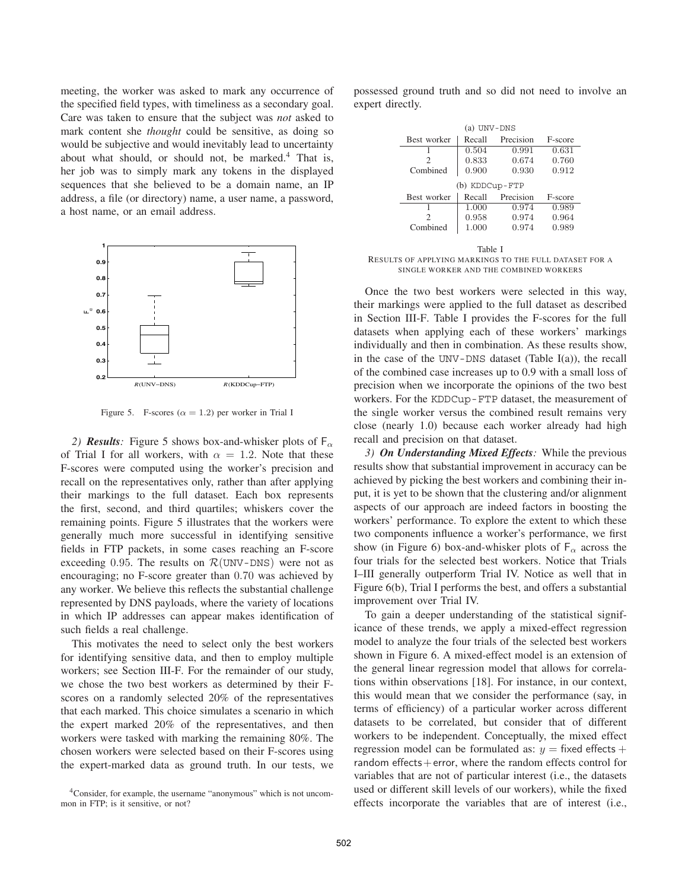meeting, the worker was asked to mark any occurrence of the specified field types, with timeliness as a secondary goal. Care was taken to ensure that the subject was *not* asked to mark content she *thought* could be sensitive, as doing so would be subjective and would inevitably lead to uncertainty about what should, or should not, be marked.[4] That is, her job was to simply mark any tokens in the displayed sequences that she believed to be a domain name, an IP address, a file (or directory) name, a user name, a password, a host name, or an email address.

Figure 5. F-scores ($\alpha = 1.2$) per worker in Trial I

*2) **Results**:* Figure 5 shows box-and-whisker plots of $\mathsf{F}_\alpha$ of Trial I for all workers, with $\alpha = 1.2$. Note that these F-scores were computed using the worker's precision and recall on the representatives only, rather than after applying their markings to the full dataset. Each box represents the first, second, and third quartiles; whiskers cover the remaining points. Figure 5 illustrates that the workers were generally much more successful in identifying sensitive fields in FTP packets, in some cases reaching an F-score exceeding 0.95. The results on $\mathcal{R}(\texttt{UNV-DNS})$ were not as encouraging; no F-score greater than 0.70 was achieved by any worker. We believe this reflects the substantial challenge represented by DNS payloads, where the variety of locations in which IP addresses can appear makes identification of such fields a real challenge.

This motivates the need to select only the best workers for identifying sensitive data, and then to employ multiple workers; see Section III-F. For the remainder of our study, we chose the two best workers as determined by their F-scores on a randomly selected 20% of the representatives that each marked. This choice simulates a scenario in which the expert marked 20% of the representatives, and then workers were tasked with marking the remaining 80%. The chosen workers were selected based on their F-scores using the expert-marked data as ground truth. In our tests, we possessed ground truth and so did not need to involve an expert directly.

[4]Consider, for example, the username "anonymous" which is not uncommon in FTP; is it sensitive, or not?

(a) UNV-DNS

| Best worker | Recall | Precision | F-score |
|---|---|---|---|
| 1 | 0.504 | 0.991 | 0.631 |
| 2 | 0.833 | 0.674 | 0.760 |
| Combined | 0.900 | 0.930 | 0.912 |

(b) KDDCup-FTP

| Best worker | Recall | Precision | F-score |
|---|---|---|---|
| 1 | 1.000 | 0.974 | 0.989 |
| 2 | 0.958 | 0.974 | 0.964 |
| Combined | 1.000 | 0.974 | 0.989 |

Table I
RESULTS OF APPLYING MARKINGS TO THE FULL DATASET FOR A SINGLE WORKER AND THE COMBINED WORKERS

Once the two best workers were selected in this way, their markings were applied to the full dataset as described in Section III-F. Table I provides the F-scores for the full datasets when applying each of these workers' markings individually and then in combination. As these results show, in the case of the UNV-DNS dataset (Table I(a)), the recall of the combined case increases up to 0.9 with a small loss of precision when we incorporate the opinions of the two best workers. For the KDDCup-FTP dataset, the measurement of the single worker versus the combined result remains very close (nearly 1.0) because each worker already had high recall and precision on that dataset.

*3) **On Understanding Mixed Effects**:* While the previous results show that substantial improvement in accuracy can be achieved by picking the best workers and combining their input, it is yet to be shown that the clustering and/or alignment aspects of our approach are indeed factors in boosting the workers' performance. To explore the extent to which these two components influence a worker's performance, we first show (in Figure 6) box-and-whisker plots of $\mathsf{F}_\alpha$ across the four trials for the selected best workers. Notice that Trials I–III generally outperform Trial IV. Notice as well that in Figure 6(b), Trial I performs the best, and offers a substantial improvement over Trial IV.

To gain a deeper understanding of the statistical significance of these trends, we apply a mixed-effect regression model to analyze the four trials of the selected best workers shown in Figure 6. A mixed-effect model is an extension of the general linear regression model that allows for correlations within observations [18]. For instance, in our context, this would mean that we consider the performance (say, in terms of efficiency) of a particular worker across different datasets to be correlated, but consider that of different workers to be independent. Conceptually, the mixed effect regression model can be formulated as: $y = \textsf{fixed effects} + \textsf{random effects} + \textsf{error}$, where the random effects control for variables that are not of particular interest (i.e., the datasets used or different skill levels of our workers), while the fixed effects incorporate the variables that are of interest (i.e.,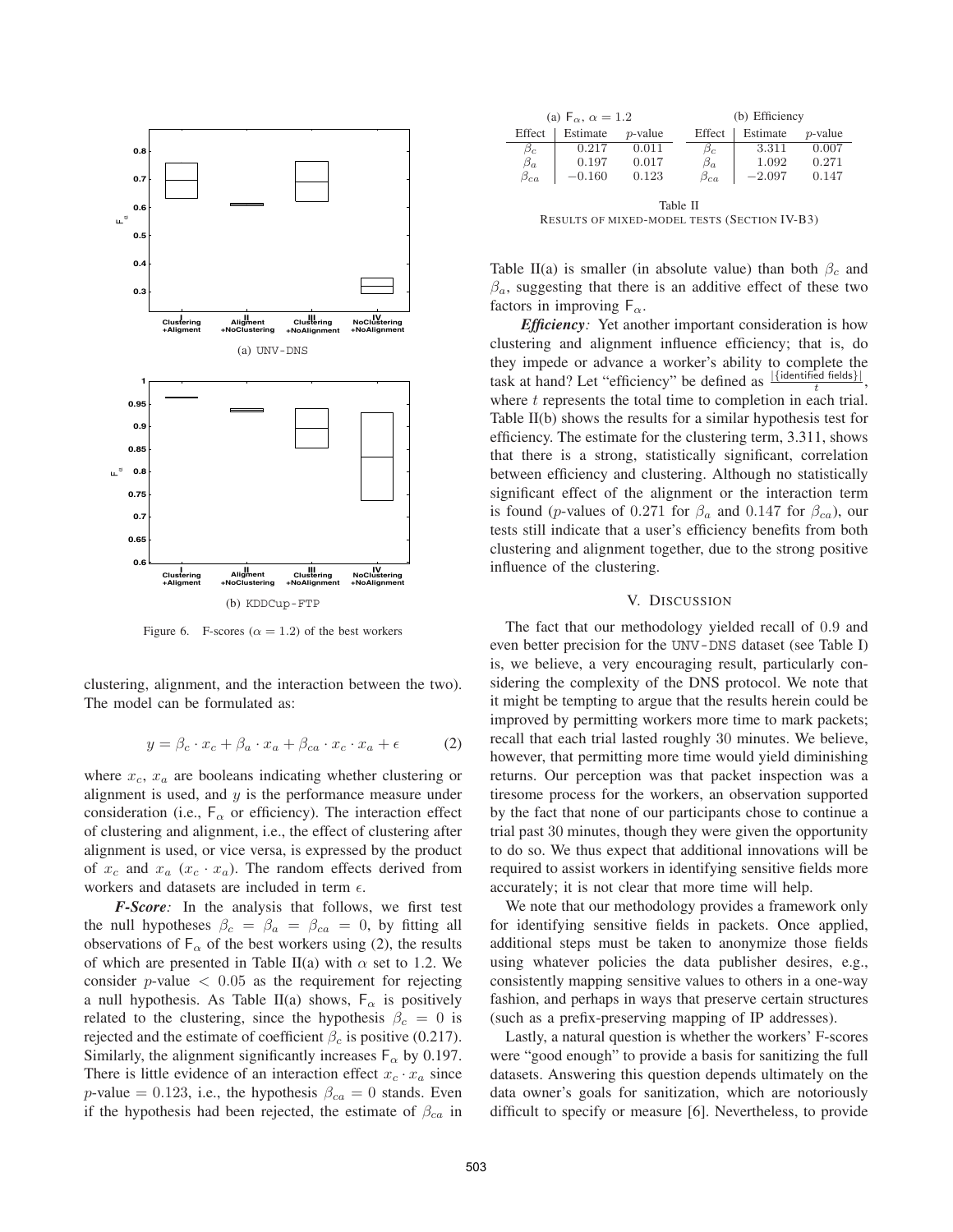Figure 6. F-scores ($\alpha = 1.2$) of the best workers

(a) UNV-DNS

(b) KDDCup-FTP

clustering, alignment, and the interaction between the two). The model can be formulated as:

$$y = \beta_c \cdot x_c + \beta_a \cdot x_a + \beta_{ca} \cdot x_c \cdot x_a + \epsilon \qquad (2)$$

where $x_c$, $x_a$ are booleans indicating whether clustering or alignment is used, and $y$ is the performance measure under consideration (i.e., $\mathsf{F}_\alpha$ or efficiency). The interaction effect of clustering and alignment, i.e., the effect of clustering after alignment is used, or vice versa, is expressed by the product of $x_c$ and $x_a$ ($x_c \cdot x_a$). The random effects derived from workers and datasets are included in term $\epsilon$.

***F-Score:*** In the analysis that follows, we first test the null hypotheses $\beta_c = \beta_a = \beta_{ca} = 0$, by fitting all observations of $\mathsf{F}_\alpha$ of the best workers using (2), the results of which are presented in Table II(a) with $\alpha$ set to 1.2. We consider $p$-value $< 0.05$ as the requirement for rejecting a null hypothesis. As Table II(a) shows, $\mathsf{F}_\alpha$ is positively related to the clustering, since the hypothesis $\beta_c = 0$ is rejected and the estimate of coefficient $\beta_c$ is positive (0.217). Similarly, the alignment significantly increases $\mathsf{F}_\alpha$ by 0.197. There is little evidence of an interaction effect $x_c \cdot x_a$ since $p$-value $= 0.123$, i.e., the hypothesis $\beta_{ca} = 0$ stands. Even if the hypothesis had been rejected, the estimate of $\beta_{ca}$ in Table II(a) is smaller (in absolute value) than both $\beta_c$ and $\beta_a$, suggesting that there is an additive effect of these two factors in improving $\mathsf{F}_\alpha$.

(a) $\mathsf{F}_\alpha$, $\alpha = 1.2$

| Effect | Estimate | $p$-value |
|---|---|---|
| $\beta_c$ | 0.217 | 0.011 |
| $\beta_a$ | 0.197 | 0.017 |
| $\beta_{ca}$ | $-0.160$ | 0.123 |

(b) Efficiency

| Effect | Estimate | $p$-value |
|---|---|---|
| $\beta_c$ | 3.311 | 0.007 |
| $\beta_a$ | 1.092 | 0.271 |
| $\beta_{ca}$ | $-2.097$ | 0.147 |

Table II
RESULTS OF MIXED-MODEL TESTS (SECTION IV-B3)

***Efficiency:*** Yet another important consideration is how clustering and alignment influence efficiency; that is, do they impede or advance a worker's ability to complete the task at hand? Let "efficiency" be defined as $\frac{|\{\text{identified fields}\}|}{t}$, where $t$ represents the total time to completion in each trial. Table II(b) shows the results for a similar hypothesis test for efficiency. The estimate for the clustering term, 3.311, shows that there is a strong, statistically significant, correlation between efficiency and clustering. Although no statistically significant effect of the alignment or the interaction term is found ($p$-values of 0.271 for $\beta_a$ and 0.147 for $\beta_{ca}$), our tests still indicate that a user's efficiency benefits from both clustering and alignment together, due to the strong positive influence of the clustering.

## V. DISCUSSION

The fact that our methodology yielded recall of 0.9 and even better precision for the UNV-DNS dataset (see Table I) is, we believe, a very encouraging result, particularly considering the complexity of the DNS protocol. We note that it might be tempting to argue that the results herein could be improved by permitting workers more time to mark packets; recall that each trial lasted roughly 30 minutes. We believe, however, that permitting more time would yield diminishing returns. Our perception was that packet inspection was a tiresome process for the workers, an observation supported by the fact that none of our participants chose to continue a trial past 30 minutes, though they were given the opportunity to do so. We thus expect that additional innovations will be required to assist workers in identifying sensitive fields more accurately; it is not clear that more time will help.

We note that our methodology provides a framework only for identifying sensitive fields in packets. Once applied, additional steps must be taken to anonymize those fields using whatever policies the data publisher desires, e.g., consistently mapping sensitive values to others in a one-way fashion, and perhaps in ways that preserve certain structures (such as a prefix-preserving mapping of IP addresses).

Lastly, a natural question is whether the workers' F-scores were "good enough" to provide a basis for sanitizing the full datasets. Answering this question depends ultimately on the data owner's goals for sanitization, which are notoriously difficult to specify or measure [6]. Nevertheless, to provide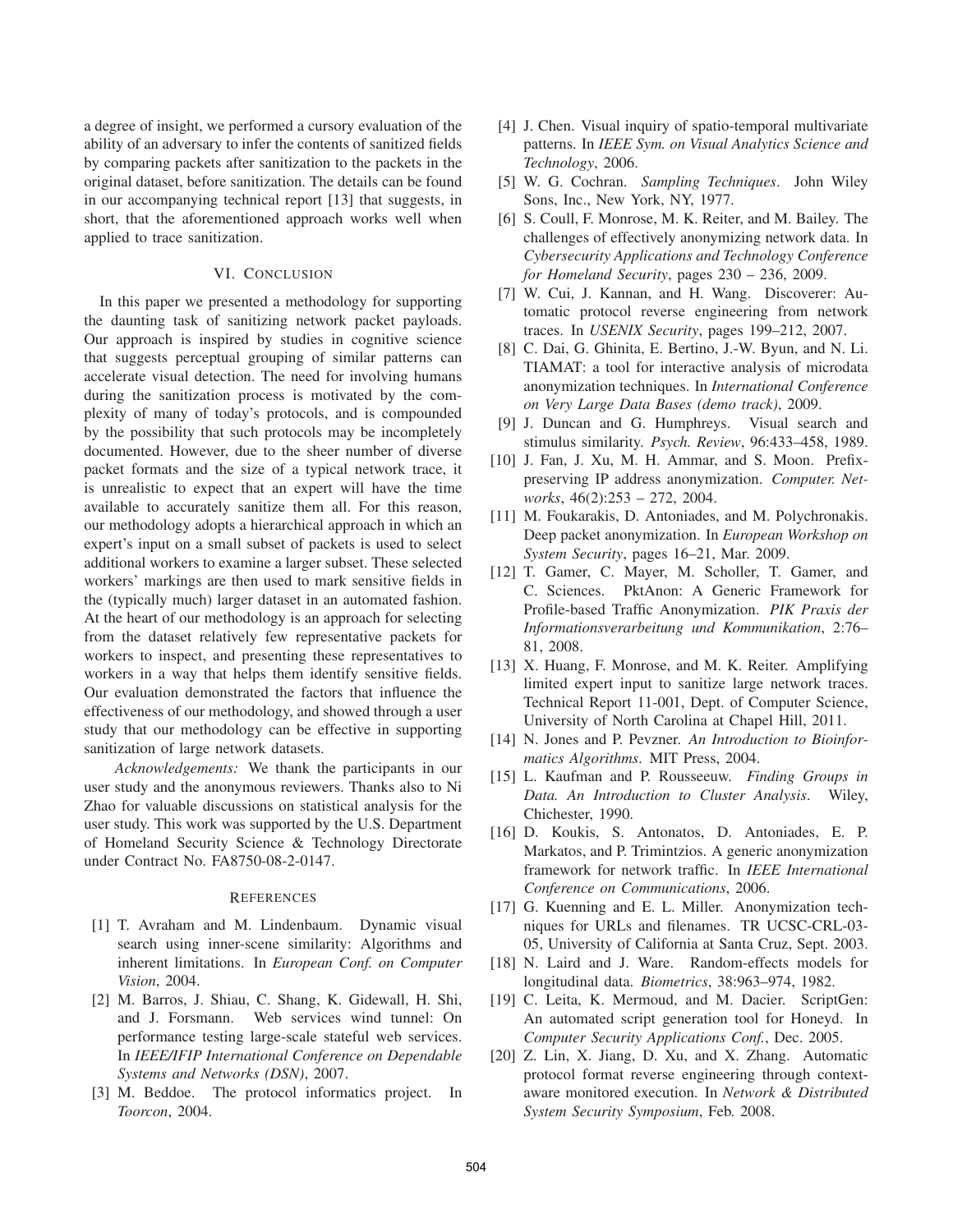a degree of insight, we performed a cursory evaluation of the ability of an adversary to infer the contents of sanitized fields by comparing packets after sanitization to the packets in the original dataset, before sanitization. The details can be found in our accompanying technical report [13] that suggests, in short, that the aforementioned approach works well when applied to trace sanitization.

## VI. Conclusion

In this paper we presented a methodology for supporting the daunting task of sanitizing network packet payloads. Our approach is inspired by studies in cognitive science that suggests perceptual grouping of similar patterns can accelerate visual detection. The need for involving humans during the sanitization process is motivated by the complexity of many of today's protocols, and is compounded by the possibility that such protocols may be incompletely documented. However, due to the sheer number of diverse packet formats and the size of a typical network trace, it is unrealistic to expect that an expert will have the time available to accurately sanitize them all. For this reason, our methodology adopts a hierarchical approach in which an expert's input on a small subset of packets is used to select additional workers to examine a larger subset. These selected workers' markings are then used to mark sensitive fields in the (typically much) larger dataset in an automated fashion. At the heart of our methodology is an approach for selecting from the dataset relatively few representative packets for workers to inspect, and presenting these representatives to workers in a way that helps them identify sensitive fields. Our evaluation demonstrated the factors that influence the effectiveness of our methodology, and showed through a user study that our methodology can be effective in supporting sanitization of large network datasets.

*Acknowledgements:* We thank the participants in our user study and the anonymous reviewers. Thanks also to Ni Zhao for valuable discussions on statistical analysis for the user study. This work was supported by the U.S. Department of Homeland Security Science & Technology Directorate under Contract No. FA8750-08-2-0147.

## References

[1] T. Avraham and M. Lindenbaum. Dynamic visual search using inner-scene similarity: Algorithms and inherent limitations. In *European Conf. on Computer Vision*, 2004.

[2] M. Barros, J. Shiau, C. Shang, K. Gidewall, H. Shi, and J. Forsmann. Web services wind tunnel: On performance testing large-scale stateful web services. In *IEEE/IFIP International Conference on Dependable Systems and Networks (DSN)*, 2007.

[3] M. Beddoe. The protocol informatics project. In *Toorcon*, 2004.

[4] J. Chen. Visual inquiry of spatio-temporal multivariate patterns. In *IEEE Sym. on Visual Analytics Science and Technology*, 2006.

[5] W. G. Cochran. *Sampling Techniques*. John Wiley Sons, Inc., New York, NY, 1977.

[6] S. Coull, F. Monrose, M. K. Reiter, and M. Bailey. The challenges of effectively anonymizing network data. In *Cybersecurity Applications and Technology Conference for Homeland Security*, pages 230 – 236, 2009.

[7] W. Cui, J. Kannan, and H. Wang. Discoverer: Automatic protocol reverse engineering from network traces. In *USENIX Security*, pages 199–212, 2007.

[8] C. Dai, G. Ghinita, E. Bertino, J.-W. Byun, and N. Li. TIAMAT: a tool for interactive analysis of microdata anonymization techniques. In *International Conference on Very Large Data Bases (demo track)*, 2009.

[9] J. Duncan and G. Humphreys. Visual search and stimulus similarity. *Psych. Review*, 96:433–458, 1989.

[10] J. Fan, J. Xu, M. H. Ammar, and S. Moon. Prefix-preserving IP address anonymization. *Computer. Networks*, 46(2):253 – 272, 2004.

[11] M. Foukarakis, D. Antoniades, and M. Polychronakis. Deep packet anonymization. In *European Workshop on System Security*, pages 16–21, Mar. 2009.

[12] T. Gamer, C. Mayer, M. Scholler, T. Gamer, and C. Sciences. PktAnon: A Generic Framework for Profile-based Traffic Anonymization. *PIK Praxis der Informationsverarbeitung und Kommunikation*, 2:76–81, 2008.

[13] X. Huang, F. Monrose, and M. K. Reiter. Amplifying limited expert input to sanitize large network traces. Technical Report 11-001, Dept. of Computer Science, University of North Carolina at Chapel Hill, 2011.

[14] N. Jones and P. Pevzner. *An Introduction to Bioinformatics Algorithms*. MIT Press, 2004.

[15] L. Kaufman and P. Rousseeuw. *Finding Groups in Data. An Introduction to Cluster Analysis*. Wiley, Chichester, 1990.

[16] D. Koukis, S. Antonatos, D. Antoniades, E. P. Markatos, and P. Trimintzios. A generic anonymization framework for network traffic. In *IEEE International Conference on Communications*, 2006.

[17] G. Kuenning and E. L. Miller. Anonymization techniques for URLs and filenames. TR UCSC-CRL-03-05, University of California at Santa Cruz, Sept. 2003.

[18] N. Laird and J. Ware. Random-effects models for longitudinal data. *Biometrics*, 38:963–974, 1982.

[19] C. Leita, K. Mermoud, and M. Dacier. ScriptGen: An automated script generation tool for Honeyd. In *Computer Security Applications Conf.*, Dec. 2005.

[20] Z. Lin, X. Jiang, D. Xu, and X. Zhang. Automatic protocol format reverse engineering through context-aware monitored execution. In *Network & Distributed System Security Symposium*, Feb. 2008.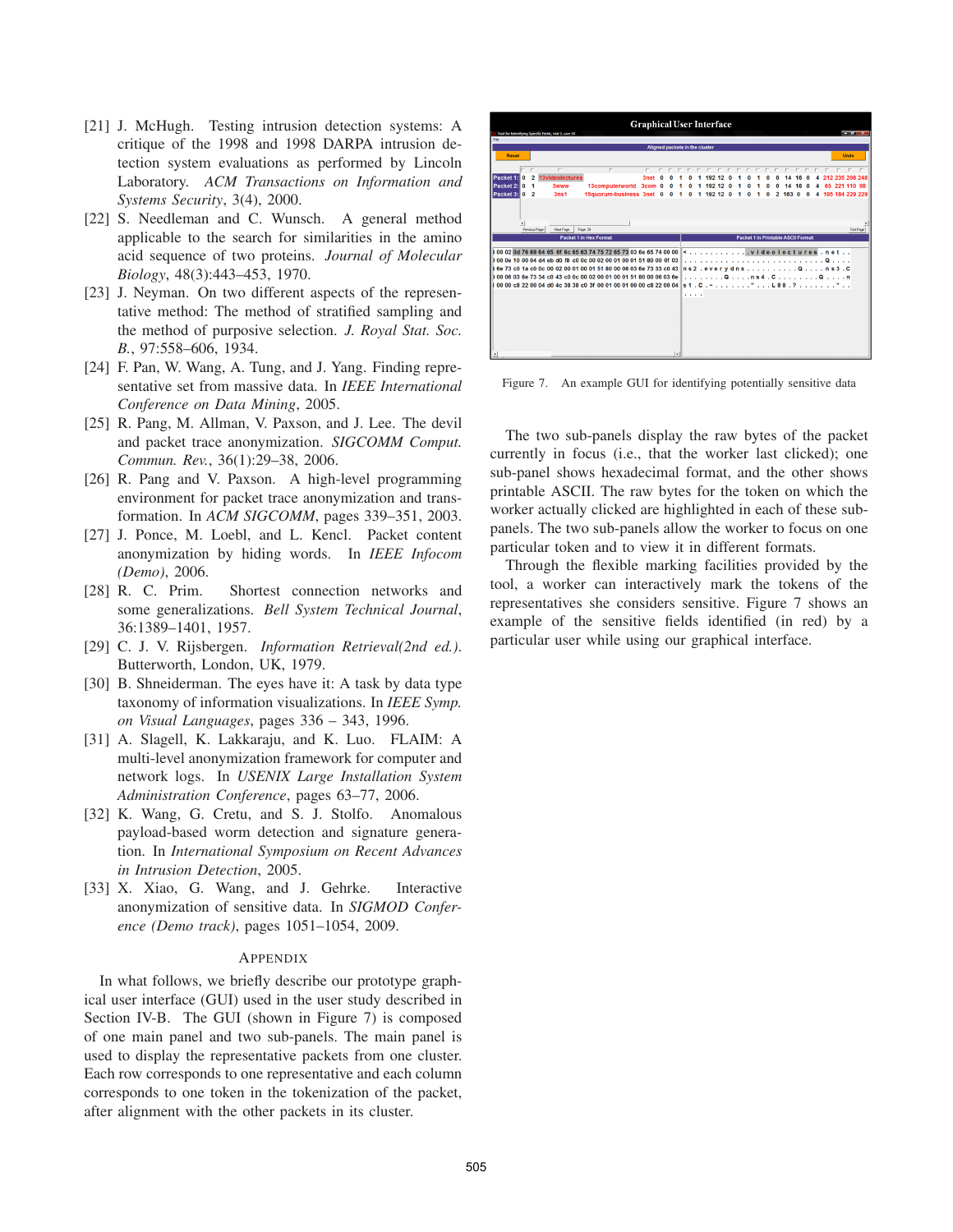[21] J. McHugh. Testing intrusion detection systems: A critique of the 1998 and 1998 DARPA intrusion detection system evaluations as performed by Lincoln Laboratory. *ACM Transactions on Information and Systems Security*, 3(4), 2000.

[22] S. Needleman and C. Wunsch. A general method applicable to the search for similarities in the amino acid sequence of two proteins. *Journal of Molecular Biology*, 48(3):443–453, 1970.

[23] J. Neyman. On two different aspects of the representative method: The method of stratified sampling and the method of purposive selection. *J. Royal Stat. Soc. B.*, 97:558–606, 1934.

[24] F. Pan, W. Wang, A. Tung, and J. Yang. Finding representative set from massive data. In *IEEE International Conference on Data Mining*, 2005.

[25] R. Pang, M. Allman, V. Paxson, and J. Lee. The devil and packet trace anonymization. *SIGCOMM Comput. Commun. Rev.*, 36(1):29–38, 2006.

[26] R. Pang and V. Paxson. A high-level programming environment for packet trace anonymization and transformation. In *ACM SIGCOMM*, pages 339–351, 2003.

[27] J. Ponce, M. Loebl, and L. Kencl. Packet content anonymization by hiding words. In *IEEE Infocom (Demo)*, 2006.

[28] R. C. Prim. Shortest connection networks and some generalizations. *Bell System Technical Journal*, 36:1389–1401, 1957.

[29] C. J. V. Rijsbergen. *Information Retrieval(2nd ed.)*. Butterworth, London, UK, 1979.

[30] B. Shneiderman. The eyes have it: A task by data type taxonomy of information visualizations. In *IEEE Symp. on Visual Languages*, pages 336 – 343, 1996.

[31] A. Slagell, K. Lakkaraju, and K. Luo. FLAIM: A multi-level anonymization framework for computer and network logs. In *USENIX Large Installation System Administration Conference*, pages 63–77, 2006.

[32] K. Wang, G. Cretu, and S. J. Stolfo. Anomalous payload-based worm detection and signature generation. In *International Symposium on Recent Advances in Intrusion Detection*, 2005.

[33] X. Xiao, G. Wang, and J. Gehrke. Interactive anonymization of sensitive data. In *SIGMOD Conference (Demo track)*, pages 1051–1054, 2009.

## Appendix

In what follows, we briefly describe our prototype graphical user interface (GUI) used in the user study described in Section IV-B. The GUI (shown in Figure 7) is composed of one main panel and two sub-panels. The main panel is used to display the representative packets from one cluster. Each row corresponds to one representative and each column corresponds to one token in the tokenization of the packet, after alignment with the other packets in its cluster.

Figure 7. An example GUI for identifying potentially sensitive data

The two sub-panels display the raw bytes of the packet currently in focus (i.e., that the worker last clicked); one sub-panel shows hexadecimal format, and the other shows printable ASCII. The raw bytes for the token on which the worker actually clicked are highlighted in each of these sub-panels. The two sub-panels allow the worker to focus on one particular token and to view it in different formats.

Through the flexible marking facilities provided by the tool, a worker can interactively mark the tokens of the representatives she considers sensitive. Figure 7 shows an example of the sensitive fields identified (in red) by a particular user while using our graphical interface.